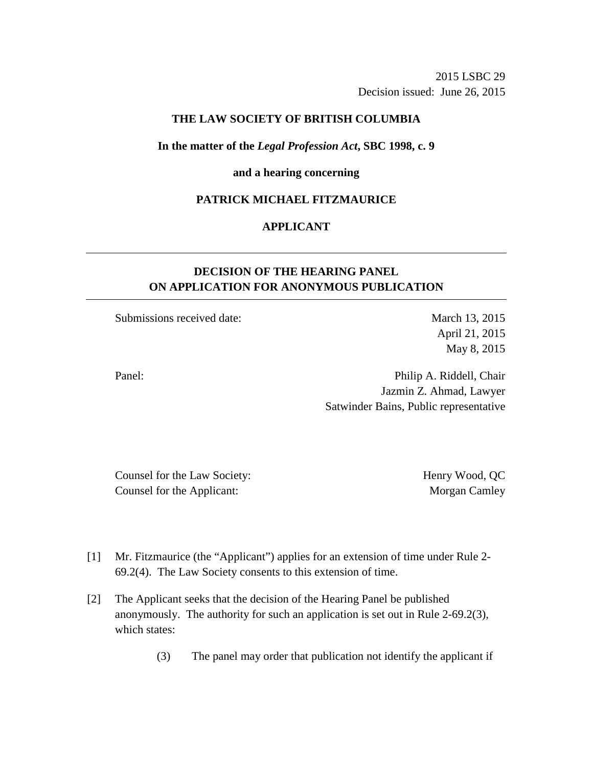2015 LSBC 29
Decision issued: June 26, 2015

**THE LAW SOCIETY OF BRITISH COLUMBIA**

**In the matter of the *Legal Profession Act*, SBC 1998, c. 9**

**and a hearing concerning**

**PATRICK MICHAEL FITZMAURICE**

**APPLICANT**

---

## DECISION OF THE HEARING PANEL ON APPLICATION FOR ANONYMOUS PUBLICATION

---

| | |
|---|---|
| Submissions received date: | March 13, 2015<br>April 21, 2015<br>May 8, 2015 |
| Panel: | Philip A. Riddell, Chair<br>Jazmin Z. Ahmad, Lawyer<br>Satwinder Bains, Public representative |

| | |
|---|---|
| Counsel for the Law Society: | Henry Wood, QC |
| Counsel for the Applicant: | Morgan Camley |

[1] Mr. Fitzmaurice (the "Applicant") applies for an extension of time under Rule 2-69.2(4). The Law Society consents to this extension of time.

[2] The Applicant seeks that the decision of the Hearing Panel be published anonymously. The authority for such an application is set out in Rule 2-69.2(3), which states:

> (3) The panel may order that publication not identify the applicant if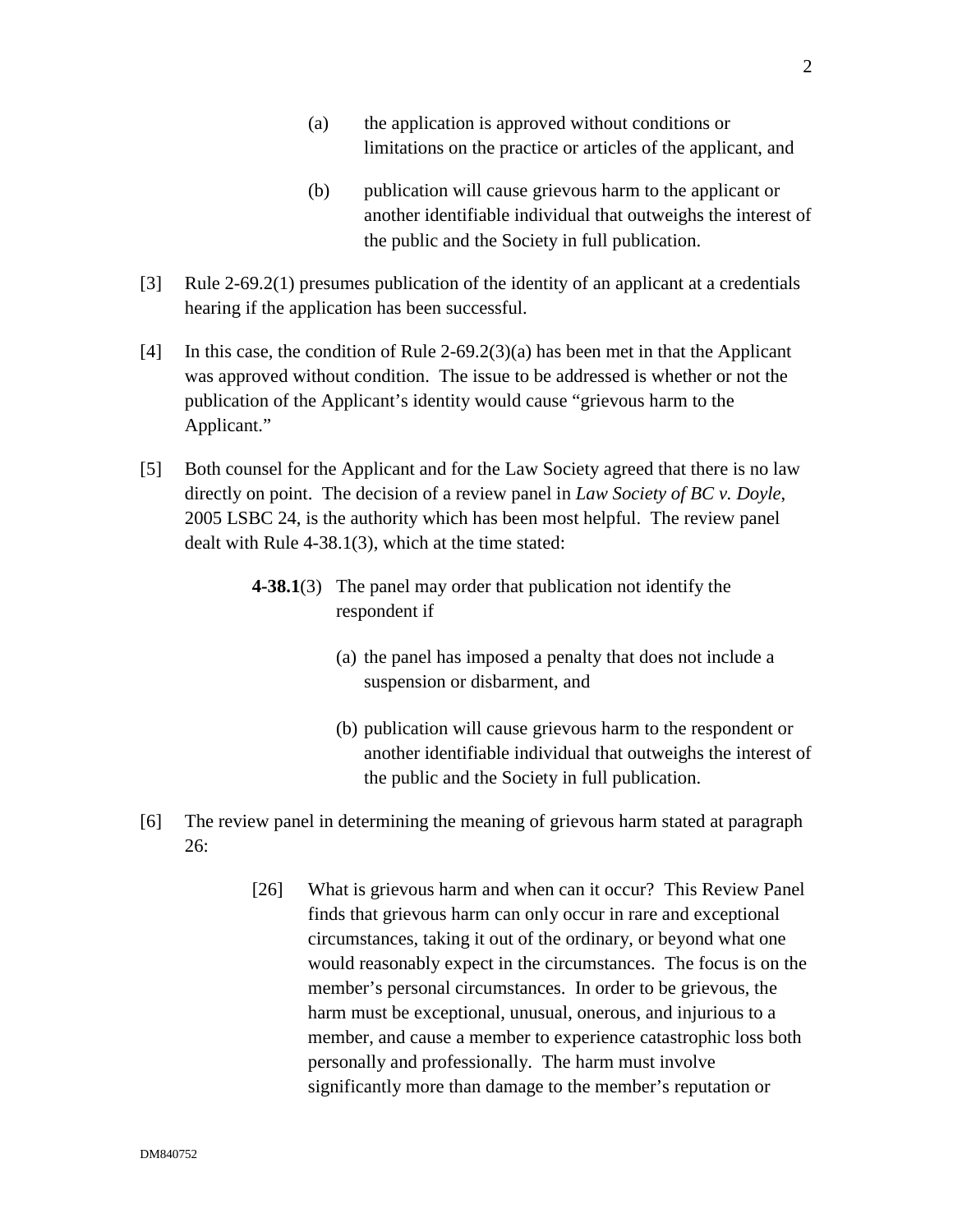> (a) the application is approved without conditions or limitations on the practice or articles of the applicant, and
>
> (b) publication will cause grievous harm to the applicant or another identifiable individual that outweighs the interest of the public and the Society in full publication.

[3] Rule 2-69.2(1) presumes publication of the identity of an applicant at a credentials hearing if the application has been successful.

[4] In this case, the condition of Rule 2-69.2(3)(a) has been met in that the Applicant was approved without condition. The issue to be addressed is whether or not the publication of the Applicant's identity would cause "grievous harm to the Applicant."

[5] Both counsel for the Applicant and for the Law Society agreed that there is no law directly on point. The decision of a review panel in *Law Society of BC v. Doyle*, 2005 LSBC 24, is the authority which has been most helpful. The review panel dealt with Rule 4-38.1(3), which at the time stated:

> **4-38.1**(3) The panel may order that publication not identify the respondent if
>
> (a) the panel has imposed a penalty that does not include a suspension or disbarment, and
>
> (b) publication will cause grievous harm to the respondent or another identifiable individual that outweighs the interest of the public and the Society in full publication.

[6] The review panel in determining the meaning of grievous harm stated at paragraph 26:

> [26] What is grievous harm and when can it occur? This Review Panel finds that grievous harm can only occur in rare and exceptional circumstances, taking it out of the ordinary, or beyond what one would reasonably expect in the circumstances. The focus is on the member's personal circumstances. In order to be grievous, the harm must be exceptional, unusual, onerous, and injurious to a member, and cause a member to experience catastrophic loss both personally and professionally. The harm must involve significantly more than damage to the member's reputation or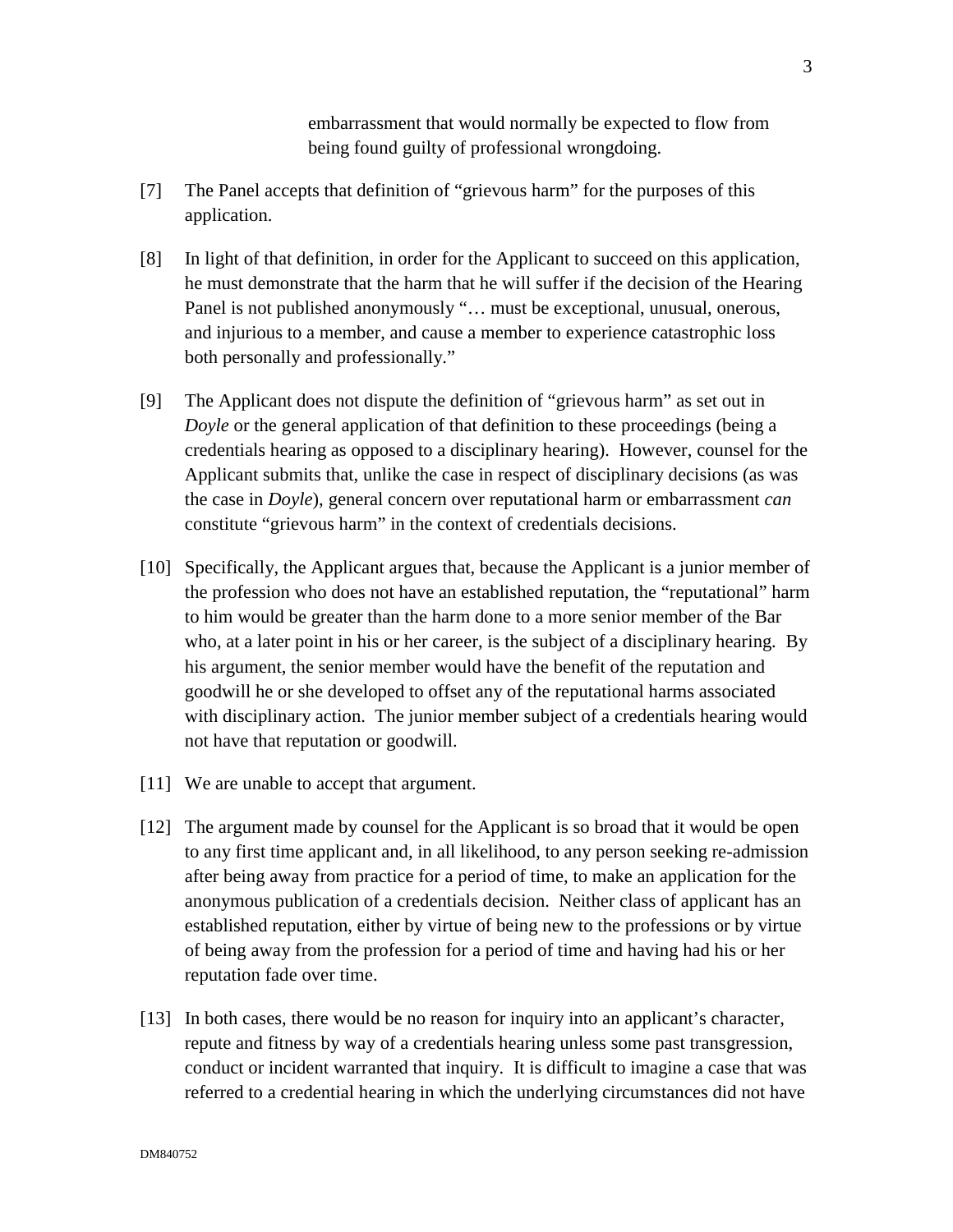embarrassment that would normally be expected to flow from being found guilty of professional wrongdoing.

[7] The Panel accepts that definition of "grievous harm" for the purposes of this application.

[8] In light of that definition, in order for the Applicant to succeed on this application, he must demonstrate that the harm that he will suffer if the decision of the Hearing Panel is not published anonymously "… must be exceptional, unusual, onerous, and injurious to a member, and cause a member to experience catastrophic loss both personally and professionally."

[9] The Applicant does not dispute the definition of "grievous harm" as set out in *Doyle* or the general application of that definition to these proceedings (being a credentials hearing as opposed to a disciplinary hearing). However, counsel for the Applicant submits that, unlike the case in respect of disciplinary decisions (as was the case in *Doyle*), general concern over reputational harm or embarrassment *can* constitute "grievous harm" in the context of credentials decisions.

[10] Specifically, the Applicant argues that, because the Applicant is a junior member of the profession who does not have an established reputation, the "reputational" harm to him would be greater than the harm done to a more senior member of the Bar who, at a later point in his or her career, is the subject of a disciplinary hearing. By his argument, the senior member would have the benefit of the reputation and goodwill he or she developed to offset any of the reputational harms associated with disciplinary action. The junior member subject of a credentials hearing would not have that reputation or goodwill.

[11] We are unable to accept that argument.

[12] The argument made by counsel for the Applicant is so broad that it would be open to any first time applicant and, in all likelihood, to any person seeking re-admission after being away from practice for a period of time, to make an application for the anonymous publication of a credentials decision. Neither class of applicant has an established reputation, either by virtue of being new to the professions or by virtue of being away from the profession for a period of time and having had his or her reputation fade over time.

[13] In both cases, there would be no reason for inquiry into an applicant's character, repute and fitness by way of a credentials hearing unless some past transgression, conduct or incident warranted that inquiry. It is difficult to imagine a case that was referred to a credential hearing in which the underlying circumstances did not have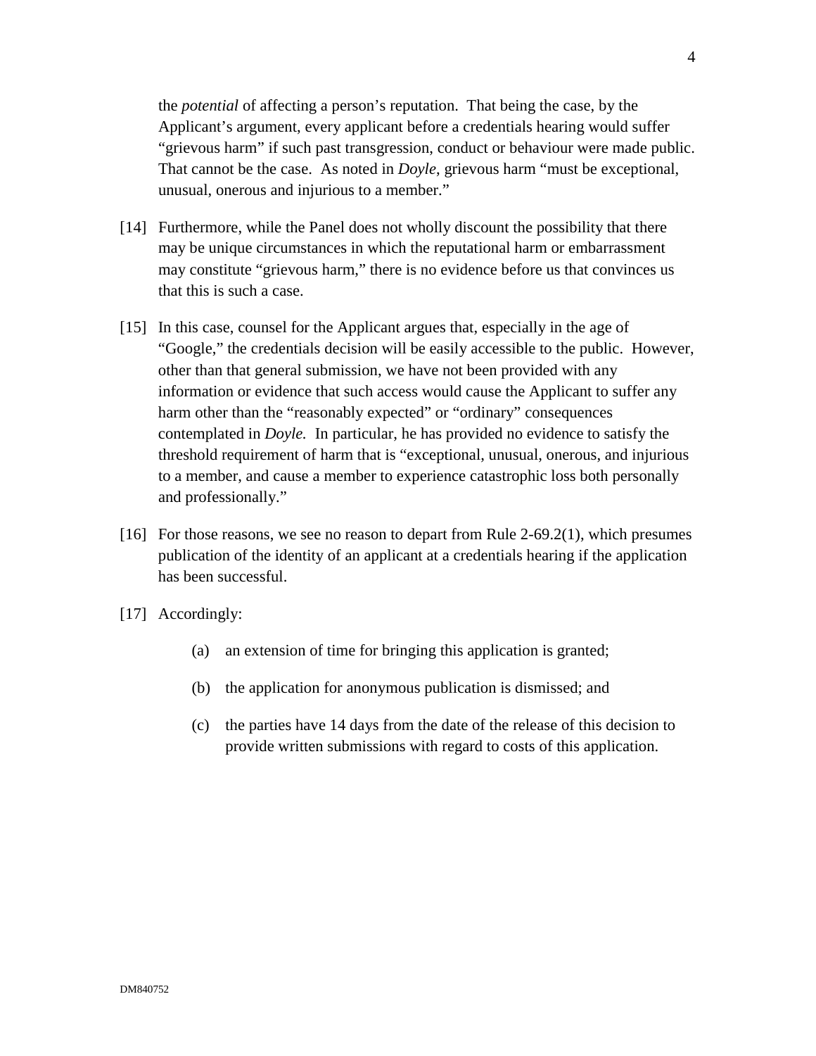the *potential* of affecting a person's reputation. That being the case, by the Applicant's argument, every applicant before a credentials hearing would suffer "grievous harm" if such past transgression, conduct or behaviour were made public. That cannot be the case. As noted in *Doyle*, grievous harm "must be exceptional, unusual, onerous and injurious to a member."

[14] Furthermore, while the Panel does not wholly discount the possibility that there may be unique circumstances in which the reputational harm or embarrassment may constitute "grievous harm," there is no evidence before us that convinces us that this is such a case.

[15] In this case, counsel for the Applicant argues that, especially in the age of "Google," the credentials decision will be easily accessible to the public. However, other than that general submission, we have not been provided with any information or evidence that such access would cause the Applicant to suffer any harm other than the "reasonably expected" or "ordinary" consequences contemplated in *Doyle.* In particular, he has provided no evidence to satisfy the threshold requirement of harm that is "exceptional, unusual, onerous, and injurious to a member, and cause a member to experience catastrophic loss both personally and professionally."

[16] For those reasons, we see no reason to depart from Rule 2-69.2(1), which presumes publication of the identity of an applicant at a credentials hearing if the application has been successful.

[17] Accordingly:

(a) an extension of time for bringing this application is granted;

(b) the application for anonymous publication is dismissed; and

(c) the parties have 14 days from the date of the release of this decision to provide written submissions with regard to costs of this application.

DM840752